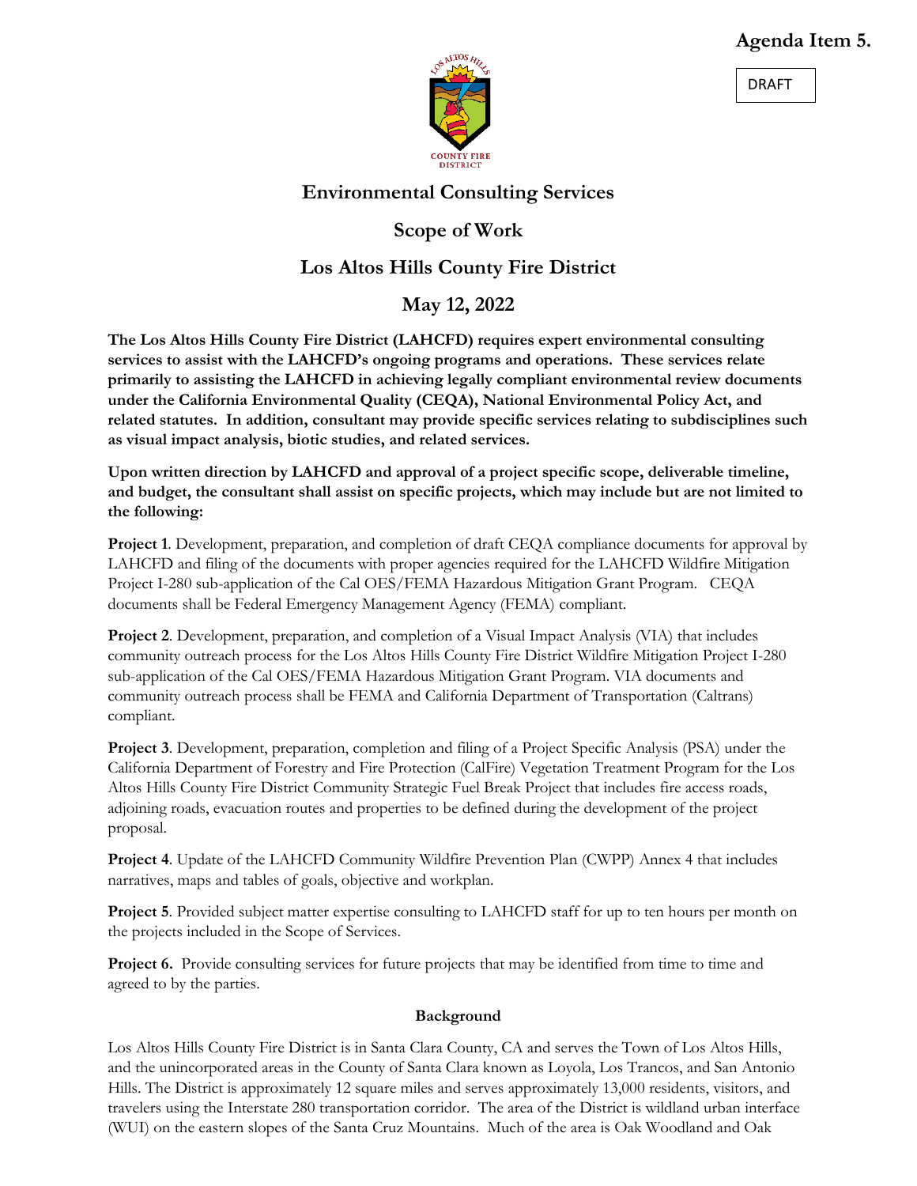**Agenda Item 5.**

DRAFT

# Environmental Consulting Services

## Scope of Work

## Los Altos Hills County Fire District

## May 12, 2022

**The Los Altos Hills County Fire District (LAHCFD) requires expert environmental consulting services to assist with the LAHCFD's ongoing programs and operations. These services relate primarily to assisting the LAHCFD in achieving legally compliant environmental review documents under the California Environmental Quality (CEQA), National Environmental Policy Act, and related statutes. In addition, consultant may provide specific services relating to subdisciplines such as visual impact analysis, biotic studies, and related services.**

**Upon written direction by LAHCFD and approval of a project specific scope, deliverable timeline, and budget, the consultant shall assist on specific projects, which may include but are not limited to the following:**

**Project 1**. Development, preparation, and completion of draft CEQA compliance documents for approval by LAHCFD and filing of the documents with proper agencies required for the LAHCFD Wildfire Mitigation Project I-280 sub-application of the Cal OES/FEMA Hazardous Mitigation Grant Program. CEQA documents shall be Federal Emergency Management Agency (FEMA) compliant.

**Project 2**. Development, preparation, and completion of a Visual Impact Analysis (VIA) that includes community outreach process for the Los Altos Hills County Fire District Wildfire Mitigation Project I-280 sub-application of the Cal OES/FEMA Hazardous Mitigation Grant Program. VIA documents and community outreach process shall be FEMA and California Department of Transportation (Caltrans) compliant.

**Project 3**. Development, preparation, completion and filing of a Project Specific Analysis (PSA) under the California Department of Forestry and Fire Protection (CalFire) Vegetation Treatment Program for the Los Altos Hills County Fire District Community Strategic Fuel Break Project that includes fire access roads, adjoining roads, evacuation routes and properties to be defined during the development of the project proposal.

**Project 4**. Update of the LAHCFD Community Wildfire Prevention Plan (CWPP) Annex 4 that includes narratives, maps and tables of goals, objective and workplan.

**Project 5**. Provided subject matter expertise consulting to LAHCFD staff for up to ten hours per month on the projects included in the Scope of Services.

**Project 6.** Provide consulting services for future projects that may be identified from time to time and agreed to by the parties.

### Background

Los Altos Hills County Fire District is in Santa Clara County, CA and serves the Town of Los Altos Hills, and the unincorporated areas in the County of Santa Clara known as Loyola, Los Trancos, and San Antonio Hills. The District is approximately 12 square miles and serves approximately 13,000 residents, visitors, and travelers using the Interstate 280 transportation corridor. The area of the District is wildland urban interface (WUI) on the eastern slopes of the Santa Cruz Mountains. Much of the area is Oak Woodland and Oak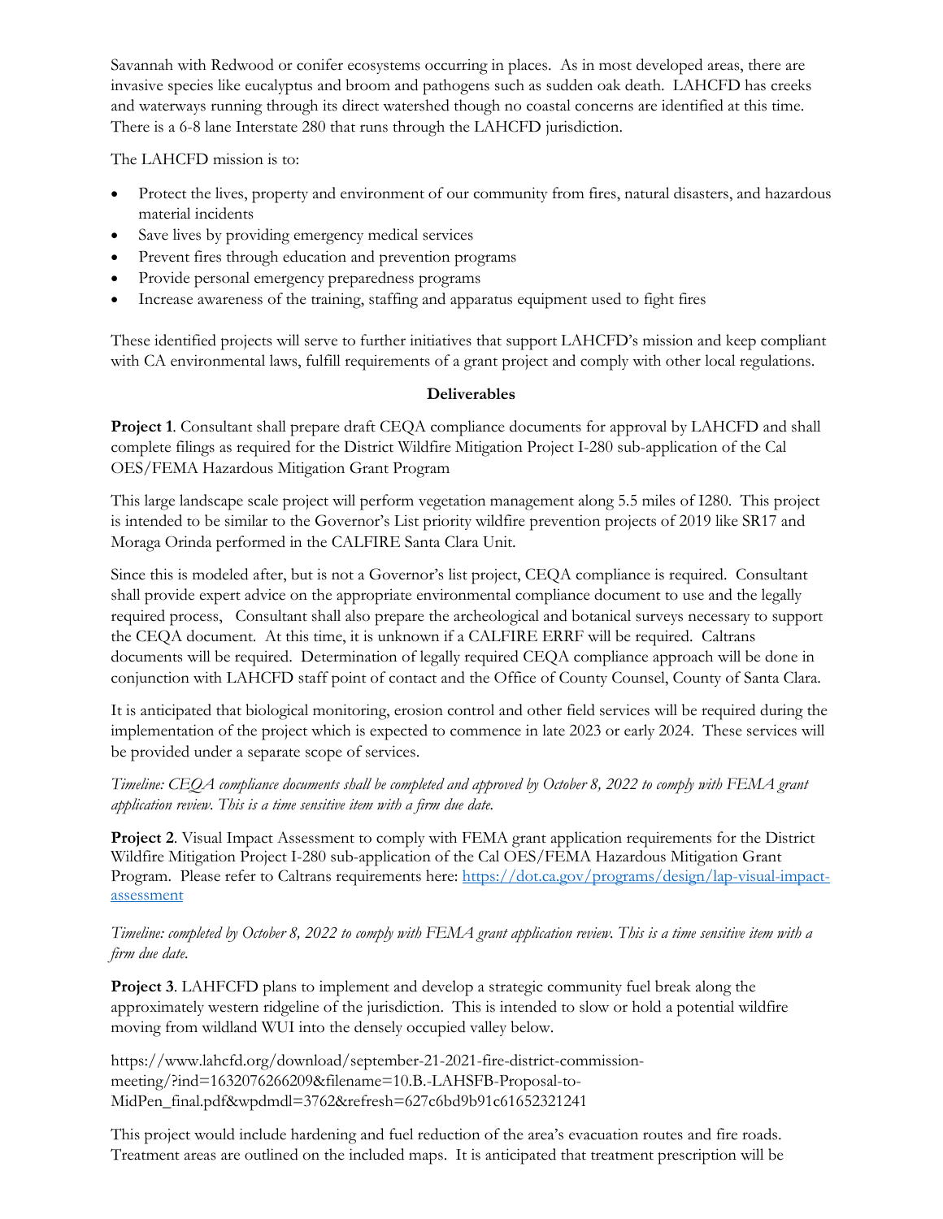Savannah with Redwood or conifer ecosystems occurring in places. As in most developed areas, there are invasive species like eucalyptus and broom and pathogens such as sudden oak death. LAHCFD has creeks and waterways running through its direct watershed though no coastal concerns are identified at this time. There is a 6-8 lane Interstate 280 that runs through the LAHCFD jurisdiction.

The LAHCFD mission is to:

- Protect the lives, property and environment of our community from fires, natural disasters, and hazardous material incidents
- Save lives by providing emergency medical services
- Prevent fires through education and prevention programs
- Provide personal emergency preparedness programs
- Increase awareness of the training, staffing and apparatus equipment used to fight fires

These identified projects will serve to further initiatives that support LAHCFD's mission and keep compliant with CA environmental laws, fulfill requirements of a grant project and comply with other local regulations.

**Deliverables**

**Project 1**. Consultant shall prepare draft CEQA compliance documents for approval by LAHCFD and shall complete filings as required for the District Wildfire Mitigation Project I-280 sub-application of the Cal OES/FEMA Hazardous Mitigation Grant Program

This large landscape scale project will perform vegetation management along 5.5 miles of I280. This project is intended to be similar to the Governor's List priority wildfire prevention projects of 2019 like SR17 and Moraga Orinda performed in the CALFIRE Santa Clara Unit.

Since this is modeled after, but is not a Governor's list project, CEQA compliance is required. Consultant shall provide expert advice on the appropriate environmental compliance document to use and the legally required process, Consultant shall also prepare the archeological and botanical surveys necessary to support the CEQA document. At this time, it is unknown if a CALFIRE ERRF will be required. Caltrans documents will be required. Determination of legally required CEQA compliance approach will be done in conjunction with LAHCFD staff point of contact and the Office of County Counsel, County of Santa Clara.

It is anticipated that biological monitoring, erosion control and other field services will be required during the implementation of the project which is expected to commence in late 2023 or early 2024. These services will be provided under a separate scope of services.

*Timeline: CEQA compliance documents shall be completed and approved by October 8, 2022 to comply with FEMA grant application review. This is a time sensitive item with a firm due date.*

**Project 2**. Visual Impact Assessment to comply with FEMA grant application requirements for the District Wildfire Mitigation Project I-280 sub-application of the Cal OES/FEMA Hazardous Mitigation Grant Program. Please refer to Caltrans requirements here: https://dot.ca.gov/programs/design/lap-visual-impact-assessment

*Timeline: completed by October 8, 2022 to comply with FEMA grant application review. This is a time sensitive item with a firm due date.*

**Project 3**. LAHFCFD plans to implement and develop a strategic community fuel break along the approximately western ridgeline of the jurisdiction. This is intended to slow or hold a potential wildfire moving from wildland WUI into the densely occupied valley below.

https://www.lahcfd.org/download/september-21-2021-fire-district-commission-meeting/?ind=1632076266209&filename=10.B.-LAHSFB-Proposal-to-MidPen_final.pdf&wpdmdl=3762&refresh=627c6bd9b91c61652321241

This project would include hardening and fuel reduction of the area's evacuation routes and fire roads. Treatment areas are outlined on the included maps. It is anticipated that treatment prescription will be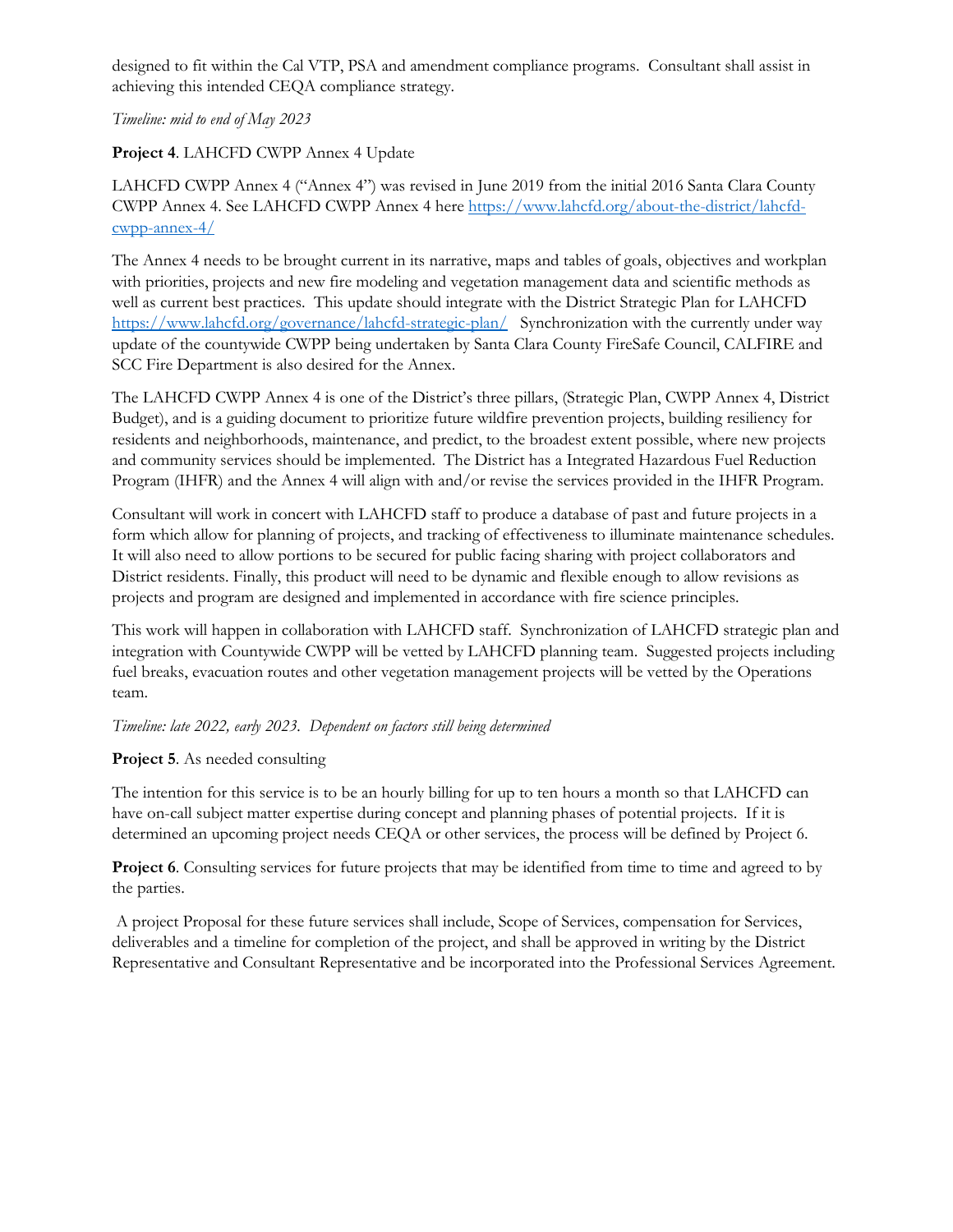designed to fit within the Cal VTP, PSA and amendment compliance programs. Consultant shall assist in achieving this intended CEQA compliance strategy.

*Timeline: mid to end of May 2023*

**Project 4**. LAHCFD CWPP Annex 4 Update

LAHCFD CWPP Annex 4 ("Annex 4") was revised in June 2019 from the initial 2016 Santa Clara County CWPP Annex 4. See LAHCFD CWPP Annex 4 here [https://www.lahcfd.org/about-the-district/lahcfd-cwpp-annex-4/](https://www.lahcfd.org/about-the-district/lahcfd-cwpp-annex-4/)

The Annex 4 needs to be brought current in its narrative, maps and tables of goals, objectives and workplan with priorities, projects and new fire modeling and vegetation management data and scientific methods as well as current best practices. This update should integrate with the District Strategic Plan for LAHCFD [https://www.lahcfd.org/governance/lahcfd-strategic-plan/](https://www.lahcfd.org/governance/lahcfd-strategic-plan/) Synchronization with the currently under way update of the countywide CWPP being undertaken by Santa Clara County FireSafe Council, CALFIRE and SCC Fire Department is also desired for the Annex.

The LAHCFD CWPP Annex 4 is one of the District's three pillars, (Strategic Plan, CWPP Annex 4, District Budget), and is a guiding document to prioritize future wildfire prevention projects, building resiliency for residents and neighborhoods, maintenance, and predict, to the broadest extent possible, where new projects and community services should be implemented. The District has a Integrated Hazardous Fuel Reduction Program (IHFR) and the Annex 4 will align with and/or revise the services provided in the IHFR Program.

Consultant will work in concert with LAHCFD staff to produce a database of past and future projects in a form which allow for planning of projects, and tracking of effectiveness to illuminate maintenance schedules. It will also need to allow portions to be secured for public facing sharing with project collaborators and District residents. Finally, this product will need to be dynamic and flexible enough to allow revisions as projects and program are designed and implemented in accordance with fire science principles.

This work will happen in collaboration with LAHCFD staff. Synchronization of LAHCFD strategic plan and integration with Countywide CWPP will be vetted by LAHCFD planning team. Suggested projects including fuel breaks, evacuation routes and other vegetation management projects will be vetted by the Operations team.

*Timeline: late 2022, early 2023. Dependent on factors still being determined*

**Project 5**. As needed consulting

The intention for this service is to be an hourly billing for up to ten hours a month so that LAHCFD can have on-call subject matter expertise during concept and planning phases of potential projects. If it is determined an upcoming project needs CEQA or other services, the process will be defined by Project 6.

**Project 6**. Consulting services for future projects that may be identified from time to time and agreed to by the parties.

A project Proposal for these future services shall include, Scope of Services, compensation for Services, deliverables and a timeline for completion of the project, and shall be approved in writing by the District Representative and Consultant Representative and be incorporated into the Professional Services Agreement.